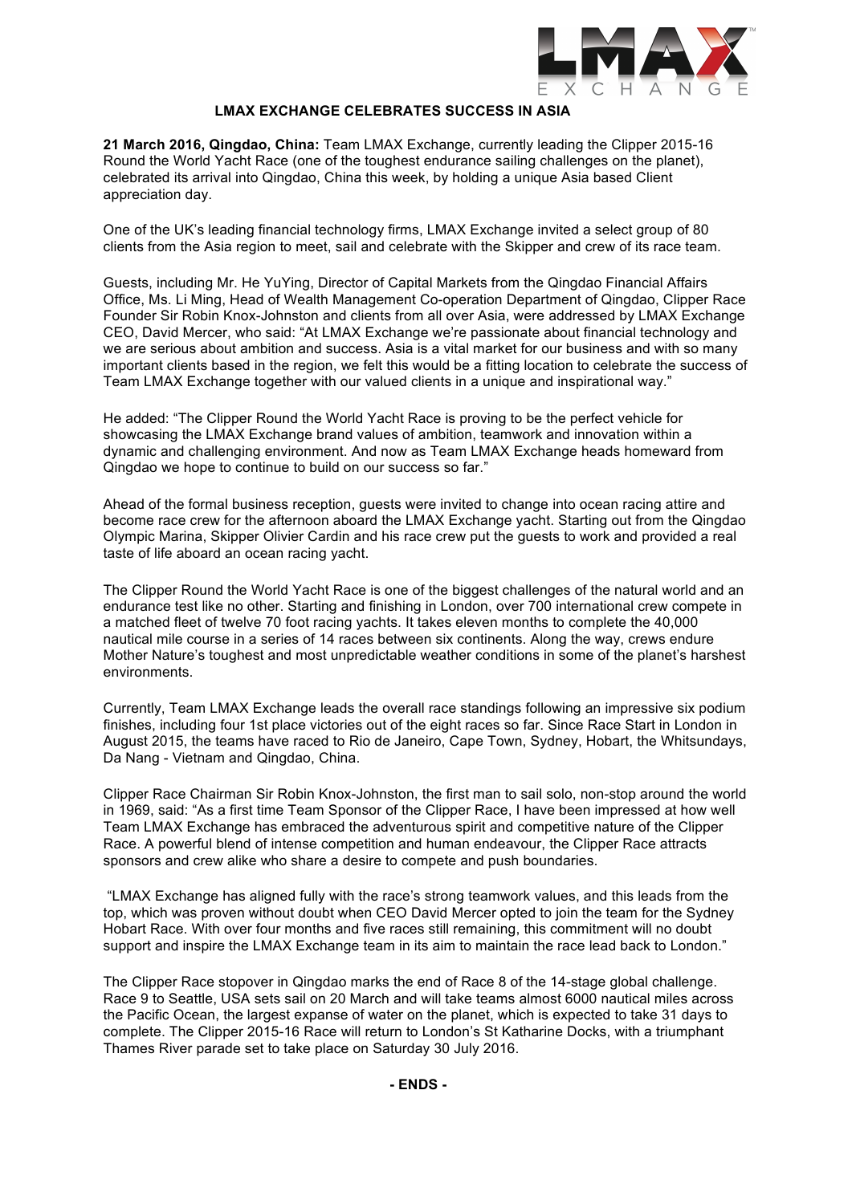# LMAX EXCHANGE CELEBRATES SUCCESS IN ASIA

**21 March 2016, Qingdao, China:** Team LMAX Exchange, currently leading the Clipper 2015-16 Round the World Yacht Race (one of the toughest endurance sailing challenges on the planet), celebrated its arrival into Qingdao, China this week, by holding a unique Asia based Client appreciation day.

One of the UK's leading financial technology firms, LMAX Exchange invited a select group of 80 clients from the Asia region to meet, sail and celebrate with the Skipper and crew of its race team.

Guests, including Mr. He YuYing, Director of Capital Markets from the Qingdao Financial Affairs Office, Ms. Li Ming, Head of Wealth Management Co-operation Department of Qingdao, Clipper Race Founder Sir Robin Knox-Johnston and clients from all over Asia, were addressed by LMAX Exchange CEO, David Mercer, who said: "At LMAX Exchange we're passionate about financial technology and we are serious about ambition and success. Asia is a vital market for our business and with so many important clients based in the region, we felt this would be a fitting location to celebrate the success of Team LMAX Exchange together with our valued clients in a unique and inspirational way."

He added: "The Clipper Round the World Yacht Race is proving to be the perfect vehicle for showcasing the LMAX Exchange brand values of ambition, teamwork and innovation within a dynamic and challenging environment. And now as Team LMAX Exchange heads homeward from Qingdao we hope to continue to build on our success so far."

Ahead of the formal business reception, guests were invited to change into ocean racing attire and become race crew for the afternoon aboard the LMAX Exchange yacht. Starting out from the Qingdao Olympic Marina, Skipper Olivier Cardin and his race crew put the guests to work and provided a real taste of life aboard an ocean racing yacht.

The Clipper Round the World Yacht Race is one of the biggest challenges of the natural world and an endurance test like no other. Starting and finishing in London, over 700 international crew compete in a matched fleet of twelve 70 foot racing yachts. It takes eleven months to complete the 40,000 nautical mile course in a series of 14 races between six continents. Along the way, crews endure Mother Nature's toughest and most unpredictable weather conditions in some of the planet's harshest environments.

Currently, Team LMAX Exchange leads the overall race standings following an impressive six podium finishes, including four 1st place victories out of the eight races so far. Since Race Start in London in August 2015, the teams have raced to Rio de Janeiro, Cape Town, Sydney, Hobart, the Whitsundays, Da Nang - Vietnam and Qingdao, China.

Clipper Race Chairman Sir Robin Knox-Johnston, the first man to sail solo, non-stop around the world in 1969, said: "As a first time Team Sponsor of the Clipper Race, I have been impressed at how well Team LMAX Exchange has embraced the adventurous spirit and competitive nature of the Clipper Race. A powerful blend of intense competition and human endeavour, the Clipper Race attracts sponsors and crew alike who share a desire to compete and push boundaries.

"LMAX Exchange has aligned fully with the race's strong teamwork values, and this leads from the top, which was proven without doubt when CEO David Mercer opted to join the team for the Sydney Hobart Race. With over four months and five races still remaining, this commitment will no doubt support and inspire the LMAX Exchange team in its aim to maintain the race lead back to London."

The Clipper Race stopover in Qingdao marks the end of Race 8 of the 14-stage global challenge. Race 9 to Seattle, USA sets sail on 20 March and will take teams almost 6000 nautical miles across the Pacific Ocean, the largest expanse of water on the planet, which is expected to take 31 days to complete. The Clipper 2015-16 Race will return to London's St Katharine Docks, with a triumphant Thames River parade set to take place on Saturday 30 July 2016.

**- ENDS -**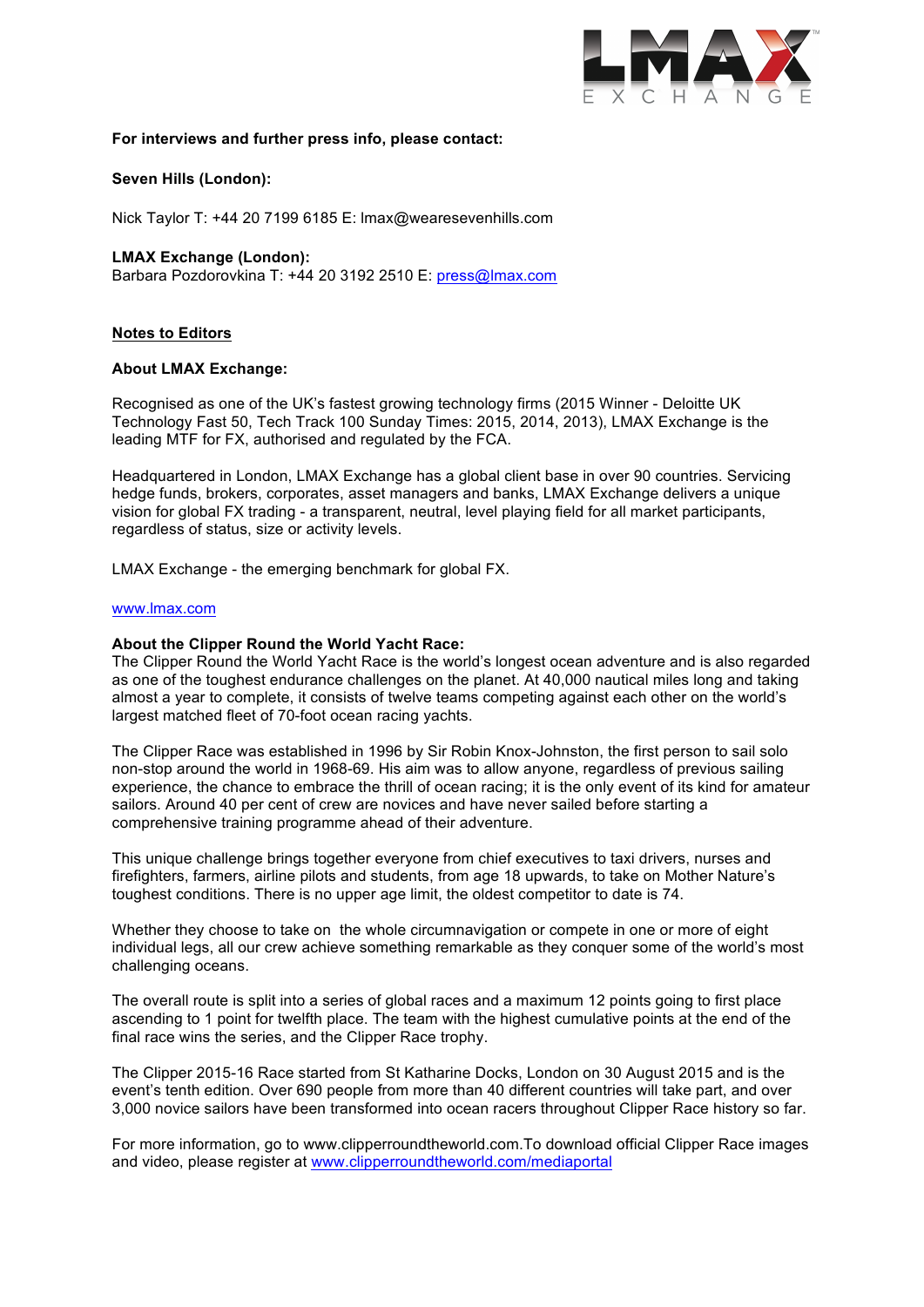**For interviews and further press info, please contact:**

**Seven Hills (London):**

Nick Taylor T: +44 20 7199 6185 E: lmax@wearesevenhills.com

**LMAX Exchange (London):**
Barbara Pozdorovkina T: +44 20 3192 2510 E: press@lmax.com

## Notes to Editors

**About LMAX Exchange:**

Recognised as one of the UK's fastest growing technology firms (2015 Winner - Deloitte UK Technology Fast 50, Tech Track 100 Sunday Times: 2015, 2014, 2013), LMAX Exchange is the leading MTF for FX, authorised and regulated by the FCA.

Headquartered in London, LMAX Exchange has a global client base in over 90 countries. Servicing hedge funds, brokers, corporates, asset managers and banks, LMAX Exchange delivers a unique vision for global FX trading - a transparent, neutral, level playing field for all market participants, regardless of status, size or activity levels.

LMAX Exchange - the emerging benchmark for global FX.

www.lmax.com

**About the Clipper Round the World Yacht Race:**
The Clipper Round the World Yacht Race is the world's longest ocean adventure and is also regarded as one of the toughest endurance challenges on the planet. At 40,000 nautical miles long and taking almost a year to complete, it consists of twelve teams competing against each other on the world's largest matched fleet of 70-foot ocean racing yachts.

The Clipper Race was established in 1996 by Sir Robin Knox-Johnston, the first person to sail solo non-stop around the world in 1968-69. His aim was to allow anyone, regardless of previous sailing experience, the chance to embrace the thrill of ocean racing; it is the only event of its kind for amateur sailors. Around 40 per cent of crew are novices and have never sailed before starting a comprehensive training programme ahead of their adventure.

This unique challenge brings together everyone from chief executives to taxi drivers, nurses and firefighters, farmers, airline pilots and students, from age 18 upwards, to take on Mother Nature's toughest conditions. There is no upper age limit, the oldest competitor to date is 74.

Whether they choose to take on the whole circumnavigation or compete in one or more of eight individual legs, all our crew achieve something remarkable as they conquer some of the world's most challenging oceans.

The overall route is split into a series of global races and a maximum 12 points going to first place ascending to 1 point for twelfth place. The team with the highest cumulative points at the end of the final race wins the series, and the Clipper Race trophy.

The Clipper 2015-16 Race started from St Katharine Docks, London on 30 August 2015 and is the event's tenth edition. Over 690 people from more than 40 different countries will take part, and over 3,000 novice sailors have been transformed into ocean racers throughout Clipper Race history so far.

For more information, go to www.clipperroundtheworld.com.To download official Clipper Race images and video, please register at www.clipperroundtheworld.com/mediaportal